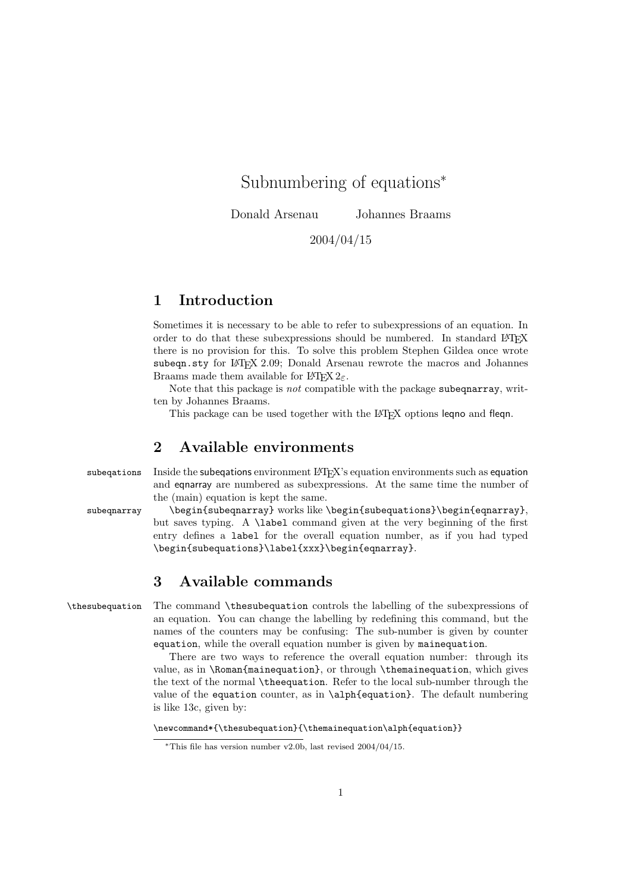# Subnumbering of equations[*]

Donald Arsenau     Johannes Braams

2004/04/15

## 1 Introduction

Sometimes it is necessary to be able to refer to subexpressions of an equation. In order to do that these subexpressions should be numbered. In standard LaTeX there is no provision for this. To solve this problem Stephen Gildea once wrote `subeqn.sty` for LaTeX 2.09; Donald Arsenau rewrote the macros and Johannes Braams made them available for LaTeX $2_\varepsilon$.

Note that this package is *not* compatible with the package `subeqnarray`, written by Johannes Braams.

This package can be used together with the LaTeX options leqno and fleqn.

## 2 Available environments

`subeqations` Inside the subeqations environment LaTeX's equation environments such as equation and eqnarray are numbered as subexpressions. At the same time the number of the (main) equation is kept the same.

`subeqnarray` `\begin{subeqnarray}` works like `\begin{subequations}\begin{eqnarray}`, but saves typing. A `\label` command given at the very beginning of the first entry defines a `label` for the overall equation number, as if you had typed `\begin{subequations}\label{xxx}\begin{eqnarray}`.

## 3 Available commands

`\thesubequation` The command `\thesubequation` controls the labelling of the subexpressions of an equation. You can change the labelling by redefining this command, but the names of the counters may be confusing: The sub-number is given by counter `equation`, while the overall equation number is given by `mainequation`.

There are two ways to reference the overall equation number: through its value, as in `\Roman{mainequation}`, or through `\themainequation`, which gives the text of the normal `\theequation`. Refer to the local sub-number through the value of the `equation` counter, as in `\alph{equation}`. The default numbering is like 13c, given by:

```
\newcommand*{\thesubequation}{\themainequation\alph{equation}}
```

[*] This file has version number v2.0b, last revised 2004/04/15.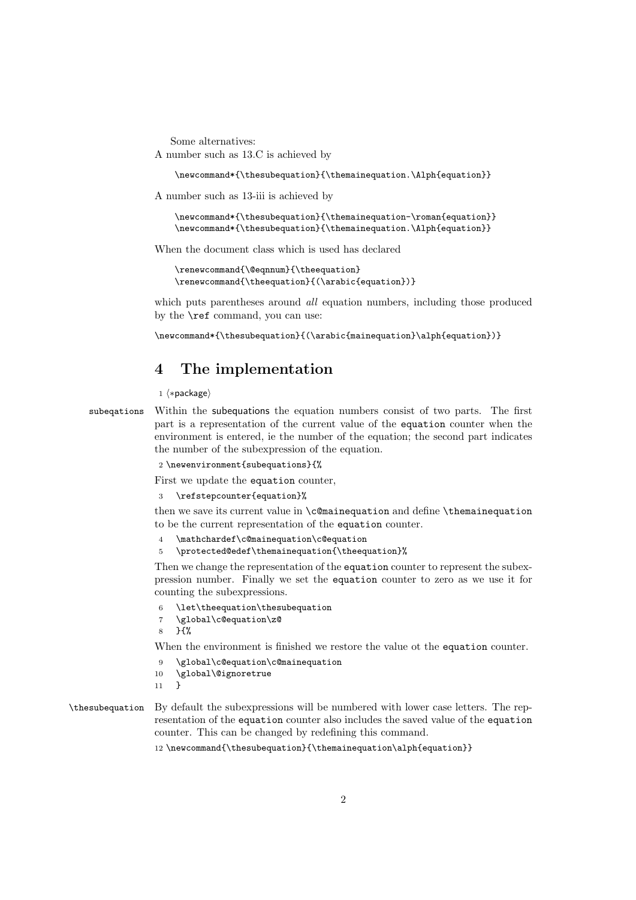Some alternatives:

A number such as 13.C is achieved by

```
\newcommand*{\thesubequation}{\themainequation.\Alph{equation}}
```

A number such as 13-iii is achieved by

```
\newcommand*{\thesubequation}{\themainequation-\roman{equation}}
\newcommand*{\thesubequation}{\themainequation.\Alph{equation}}
```

When the document class which is used has declared

```
\renewcommand{\@eqnnum}{\theequation}
\renewcommand{\theequation}{(\arabic{equation})}
```

which puts parentheses around *all* equation numbers, including those produced by the `\ref` command, you can use:

```
\newcommand*{\thesubequation}{(\arabic{mainequation}\alph{equation})}
```

## 4 The implementation

```
1 ⟨*package⟩
```

**subeqations** Within the subequations the equation numbers consist of two parts. The first part is a representation of the current value of the `equation` counter when the environment is entered, ie the number of the equation; the second part indicates the number of the subexpression of the equation.

```
2 \newenvironment{subequations}{%
```

First we update the `equation` counter,

```
3   \refstepcounter{equation}%
```

then we save its current value in `\c@mainequation` and define `\themainequation` to be the current representation of the `equation` counter.

```
4   \mathchardef\c@mainequation\c@equation
5   \protected@edef\themainequation{\theequation}%
```

Then we change the representation of the `equation` counter to represent the subexpression number. Finally we set the `equation` counter to zero as we use it for counting the subexpressions.

```
6   \let\theequation\thesubequation
7   \global\c@equation\z@
8   }{%
```

When the environment is finished we restore the value ot the `equation` counter.

```
9   \global\c@equation\c@mainequation
10  \global\@ignoretrue
11  }
```

**\thesubequation** By default the subexpressions will be numbered with lower case letters. The representation of the `equation` counter also includes the saved value of the `equation` counter. This can be changed by redefining this command.

```
12 \newcommand{\thesubequation}{\themainequation\alph{equation}}
```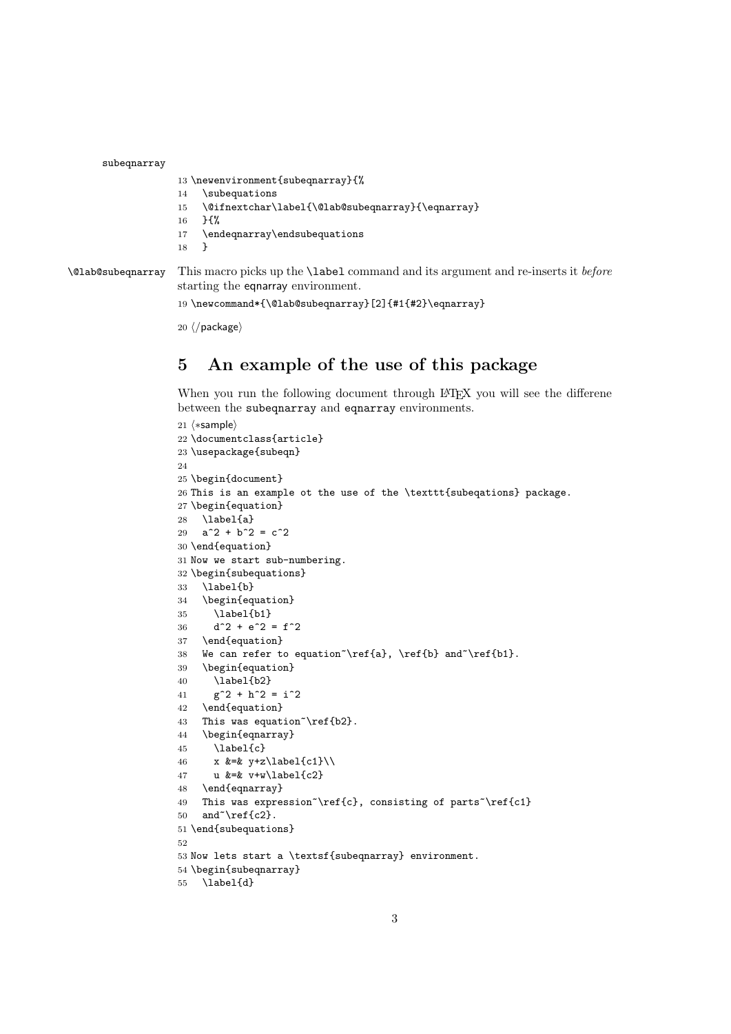subeqnarray

```
13 \newenvironment{subeqnarray}{%
14   \subequations
15   \@ifnextchar\label{\@lab@subeqnarray}{\eqnarray}
16   }{%
17   \endeqnarray\endsubequations
18   }
```

\@lab@subeqnarray This macro picks up the `\label` command and its argument and re-inserts it *before* starting the eqnarray environment.

```
19 \newcommand*{\@lab@subeqnarray}[2]{#1{#2}\eqnarray}
20 ⟨/package⟩
```

## 5 An example of the use of this package

When you run the following document through LaTeX you will see the differene between the subeqnarray and eqnarray environments.

```
21 ⟨*sample⟩
22 \documentclass{article}
23 \usepackage{subeqn}
24
25 \begin{document}
26 This is an example ot the use of the \texttt{subeqations} package.
27 \begin{equation}
28   \label{a}
29   a^2 + b^2 = c^2
30 \end{equation}
31 Now we start sub-numbering.
32 \begin{subequations}
33   \label{b}
34   \begin{equation}
35     \label{b1}
36     d^2 + e^2 = f^2
37   \end{equation}
38   We can refer to equation~\ref{a}, \ref{b} and~\ref{b1}.
39   \begin{equation}
40     \label{b2}
41     g^2 + h^2 = i^2
42   \end{equation}
43   This was equation~\ref{b2}.
44   \begin{eqnarray}
45     \label{c}
46     x &=& y+z\label{c1}\\
47     u &=& v+w\label{c2}
48   \end{eqnarray}
49   This was expression~\ref{c}, consisting of parts~\ref{c1}
50   and~\ref{c2}.
51 \end{subequations}
52
53 Now lets start a \textsf{subeqnarray} environment.
54 \begin{subeqnarray}
55   \label{d}
```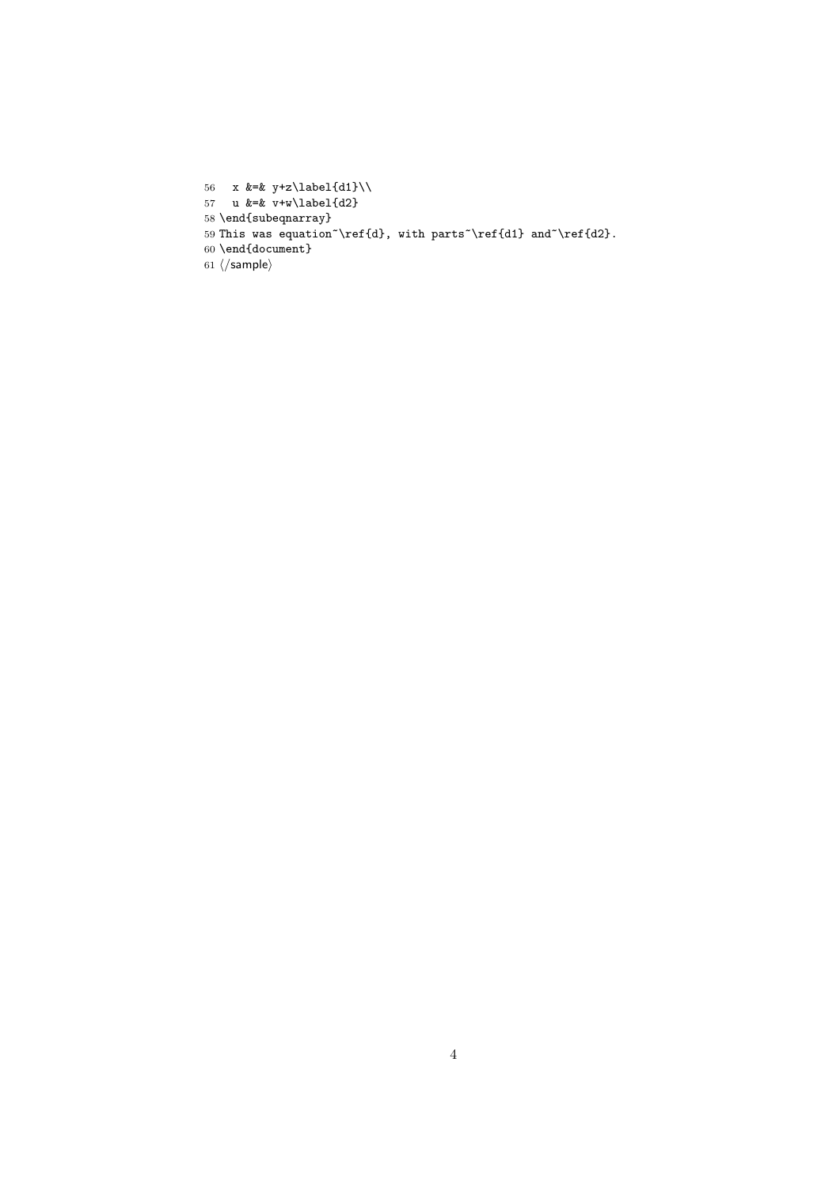```
56   x &=& y+z\label{d1}\\
57   u &=& v+w\label{d2}
58 \end{subeqnarray}
59 This was equation~\ref{d}, with parts~\ref{d1} and~\ref{d2}.
60 \end{document}
61 </sample>
```